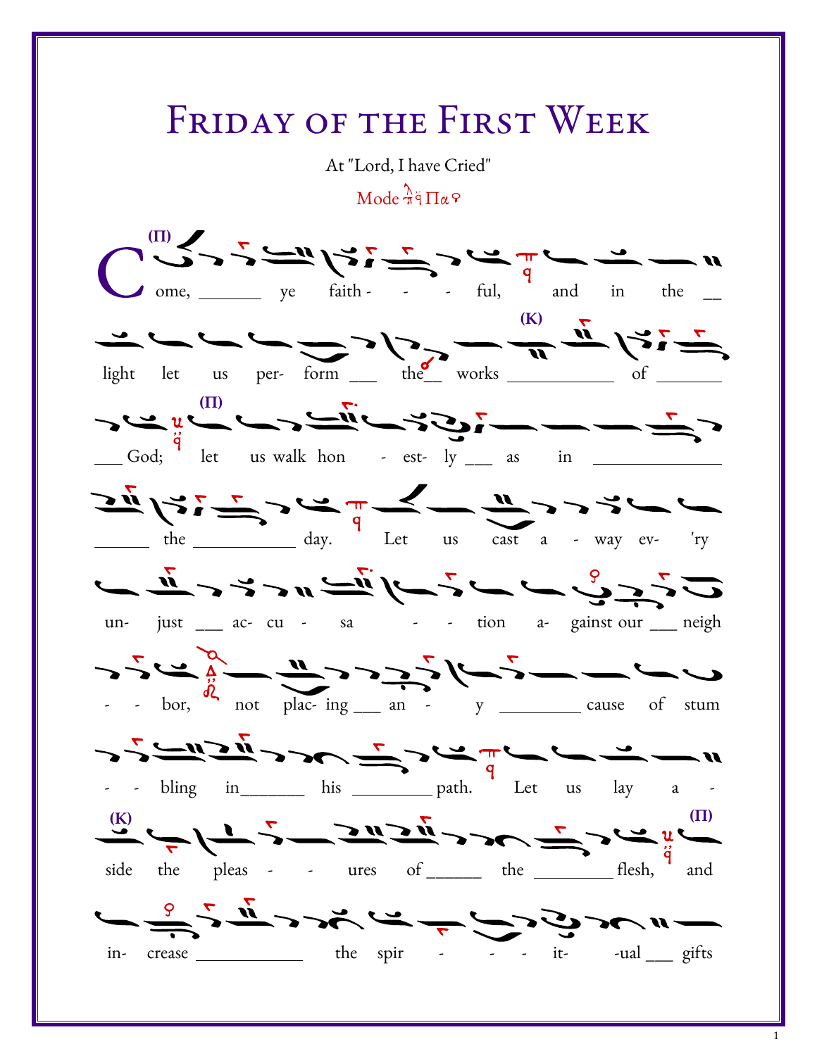# Friday of the First Week

At "Lord, I have Cried"

Mode Πα

(Π) Come, ___ ye faith - - - ful, and in the __ light let us per- form ___ the__ works (Κ) ___ of ___ ___ God; (Π) let us walk hon - est- ly ___ as in ___ ___ the ___ day. Let us cast a - way ev- 'ry un- just ___ ac- cu - sa - - tion a- gainst our ___ neigh - - bor, not plac- ing ___ an - y ___ cause of stum - - bling in___ his ___ path. Let us lay a - (Κ) side the pleas - - ures of ___ the ___ flesh, (Π) and in- crease ___ the spir - - - it- -ual ___ gifts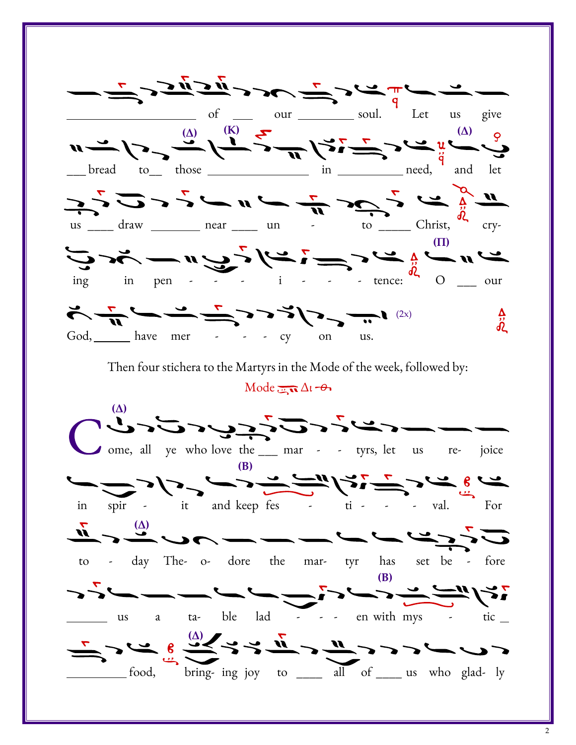_____________ of ___ our _______ soul. Let us give

___ bread to__ those ___________ in _______ need, and let

us ____ draw _______ near ____ un - to _____ Christ, cry-

ing in pen - - - i - - - tence: O ___ our

God, _____ have mer - - - cy on us. (2x)

Then four stichera to the Martyrs in the Mode of the week, followed by:

Mode Δι

Come, all ye who love the ___ mar - - tyrs, let us re- joice

in spir - it and keep fes - ti - - - val. For

to - day The- o- dore the mar- tyr has set be - fore

______ us a ta- ble lad - - - en with mys - tic __

_________ food, bring- ing joy to ____ all of ____ us who glad- ly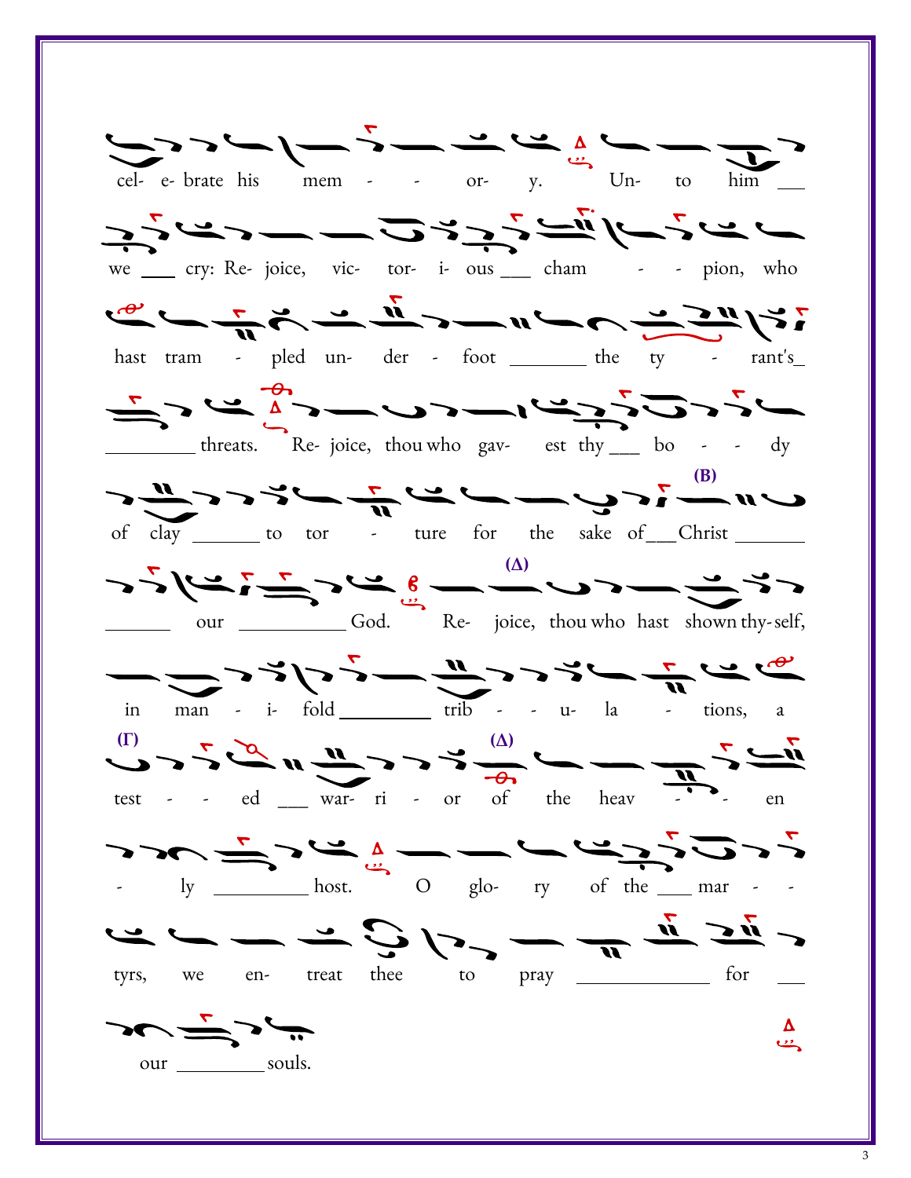cel- e- brate his mem - - or- y. Un- to him ___

we ___ cry: Re- joice, vic- tor- i- ous ___ cham - - pion, who

hast tram - pled un- der - foot ________ the ty - rant's_

_________ threats. Re- joice, thou who gav- est thy ___ bo - - dy

(B)

of clay _______ to tor - ture for the sake of___Christ _______

(Δ)

______ our ___________ God. Re- joice, thou who hast shown thy-self,

in man - i- fold _________ trib - - u- la - tions, a

(Γ) (Δ)

test - - ed ___ war- ri - or of the heav - - en

- ly _________ host. O glo- ry of the ____ mar - -

tyrs, we en- treat thee to pray _____________ for ___

our _________ souls.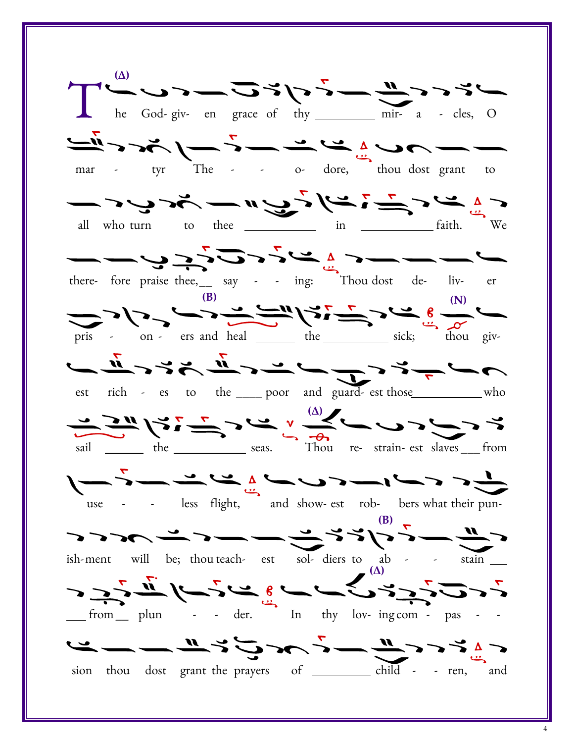(Δ)

The God- giv- en grace of thy _________ mir- a - cles, O

mar - tyr The - - o- dore, thou dost grant to

all who turn to thee ___________ in ___________ faith. We

there- fore praise thee,__ say - - ing: Thou dost de- liv- er

(B) (N)

pris - on - ers and heal ______ the __________ sick; thou giv-

est rich - es to the ____ poor and guard- est those__________ who

(Δ)

sail ______ the ___________ seas. Thou re- strain- est slaves ___ from

use - - less flight, and show- est rob- bers what their pun-

(B)

ish- ment will be; thou teach- est sol- diers to ab - - stain ___

(Δ)

___ from__ plun - - der. In thy lov- ing com - pas - -

sion thou dost grant the prayers of _________ child - - ren, and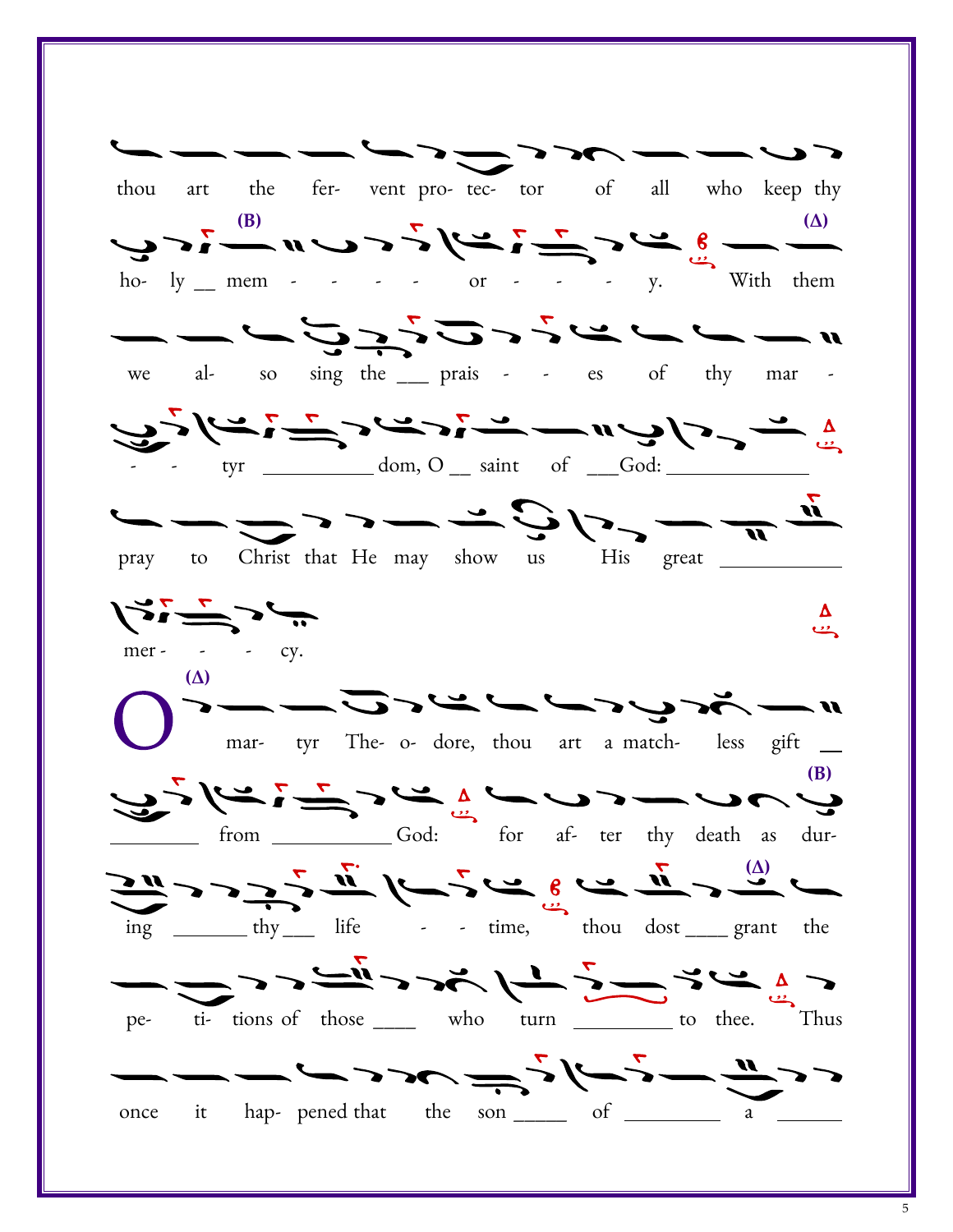thou art the fer- vent pro- tec- tor of all who keep thy

(B) (Δ)

ho- ly __ mem - - - - - or - - - y. With them

we al- so sing the ___ prais - - - es of thy mar -

- - tyr __________ dom, O __ saint of ___God: _____________

pray to Christ that He may show us His great ___________

mer - - - cy.

(Δ)

O mar- tyr The- o- dore, thou art a match- less gift __

(B)

________ from ___________ God: for af- ter thy death as dur-

(Δ)

ing _______ thy___ life - - time, thou dost ____ grant the

pe- ti- tions of those ____ who turn _________ to thee. Thus

once it hap- pened that the son _____ of _________ a ______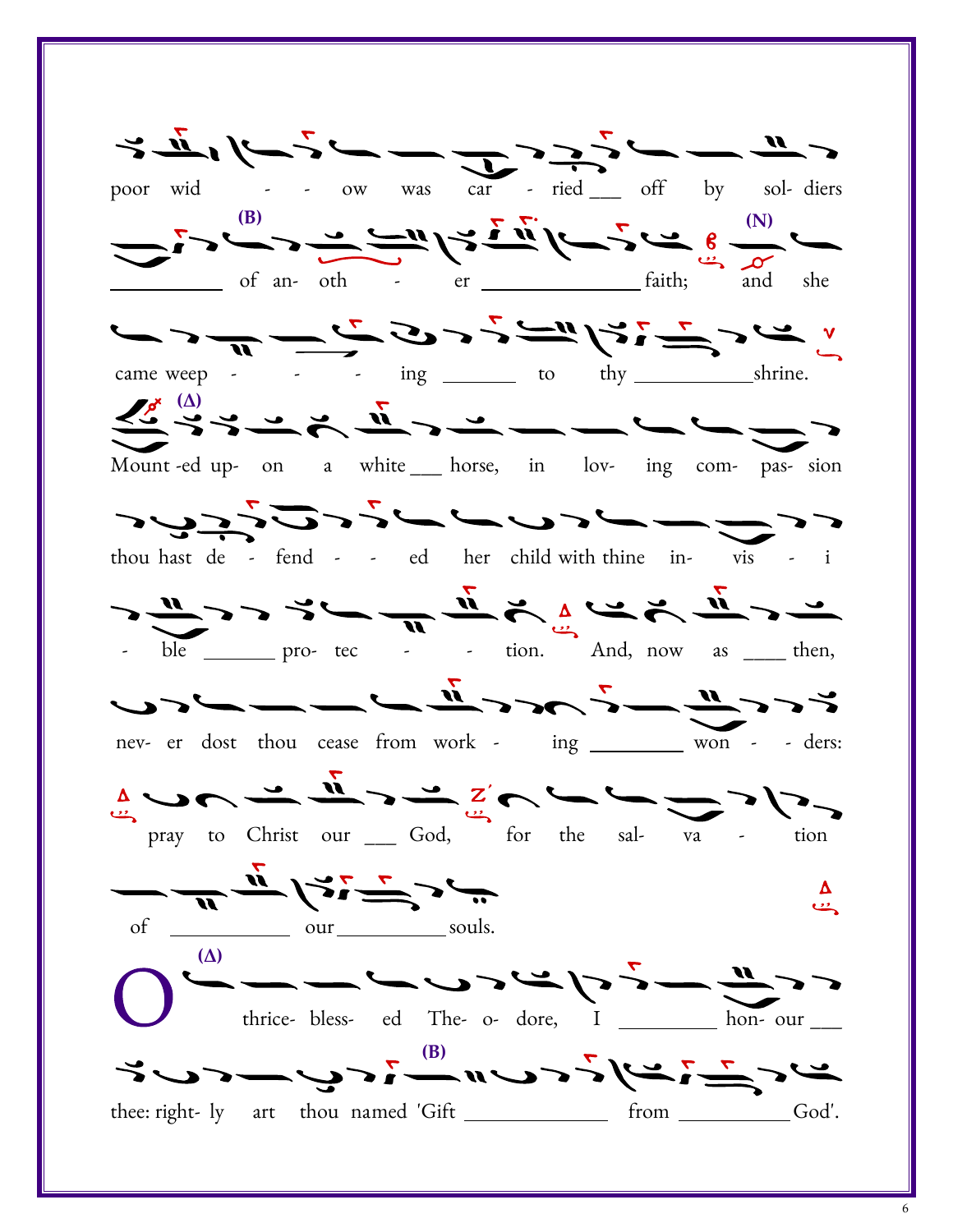poor wid - - ow was car - ried ___ off by sol- diers

(B)

__________ of an- oth - er ______________ faith; (N) and she

came weep - - - ing ______ to thy __________ shrine.

(Δ)

Mount -ed up- on a white ___ horse, in lov- ing com- pas- sion

thou hast de - fend - - ed her child with thine in- vis - i

- ble ______ pro- tec - - tion. And, now as ____ then,

nev- er dost thou cease from work - ing ________ won - - ders:

pray to Christ our ___ God, for the sal- va - tion

of __________ our __________ souls.

(Δ)

O thrice- bless- ed The- o- dore, I ________ hon- our ___

(B)

thee: right- ly art thou named 'Gift ____________ from __________ God'.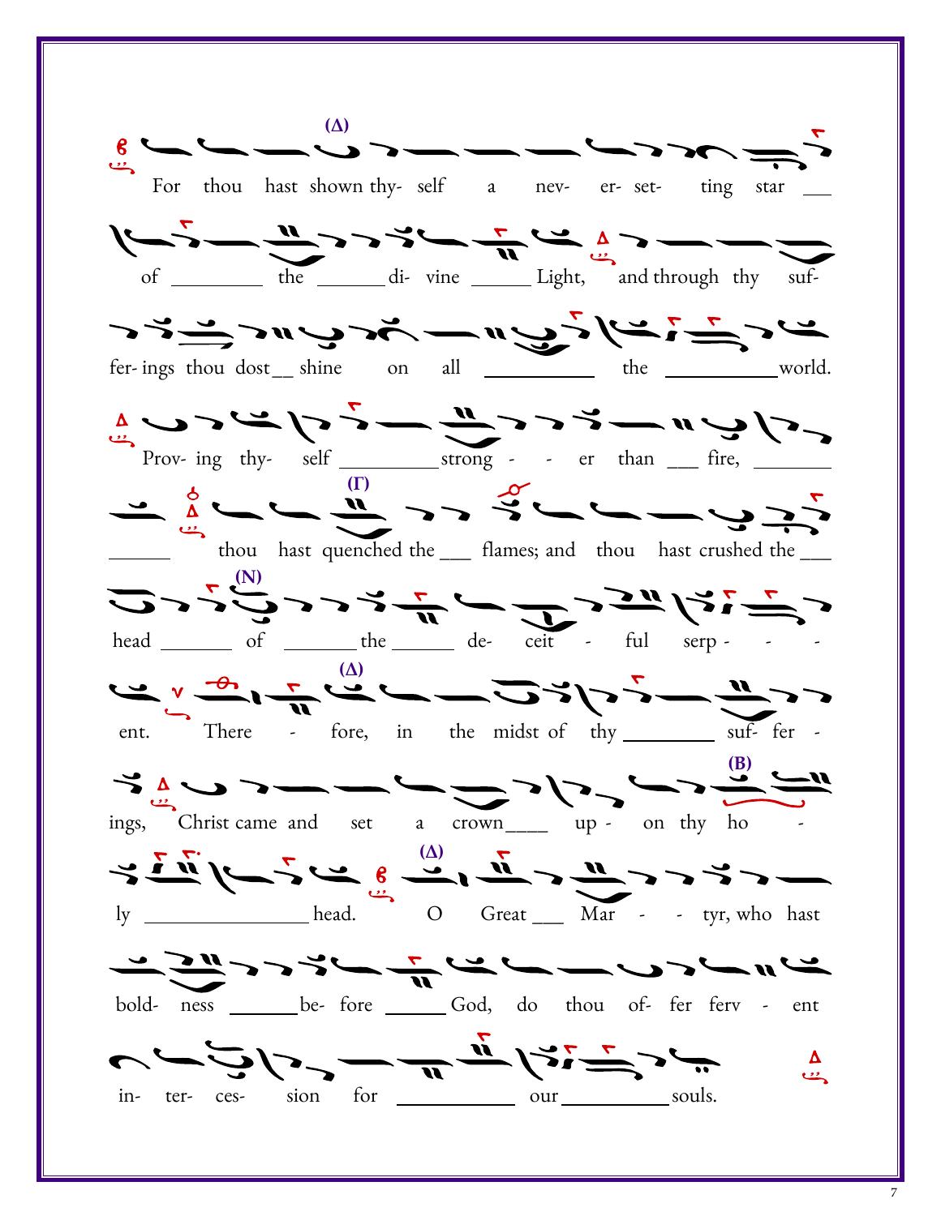(Δ)

For thou hast shown thy- self a nev- er- set- ting star ___

of ________ the ______ di- vine ______ Light, and through thy suf-

fer- ings thou dost__ shine on all __________ the __________ world.

Prov- ing thy- self _________ strong - - er than ___ fire, _______

(Γ)

______ thou hast quenched the ___ flames; and thou hast crushed the ___

(N)

head _______ of _______ the ______ de- ceit - ful serp - - -

(Δ)

ent. There - fore, in the midst of thy ________ suf- fer -

(B)

ings, Christ came and set a crown____ up - on thy ho -

(Δ)

ly _______________ head. O Great ___ Mar - - tyr, who hast

bold- ness _______ be- fore ______ God, do thou of- fer ferv - ent

in- ter- ces- sion for ___________ our __________ souls.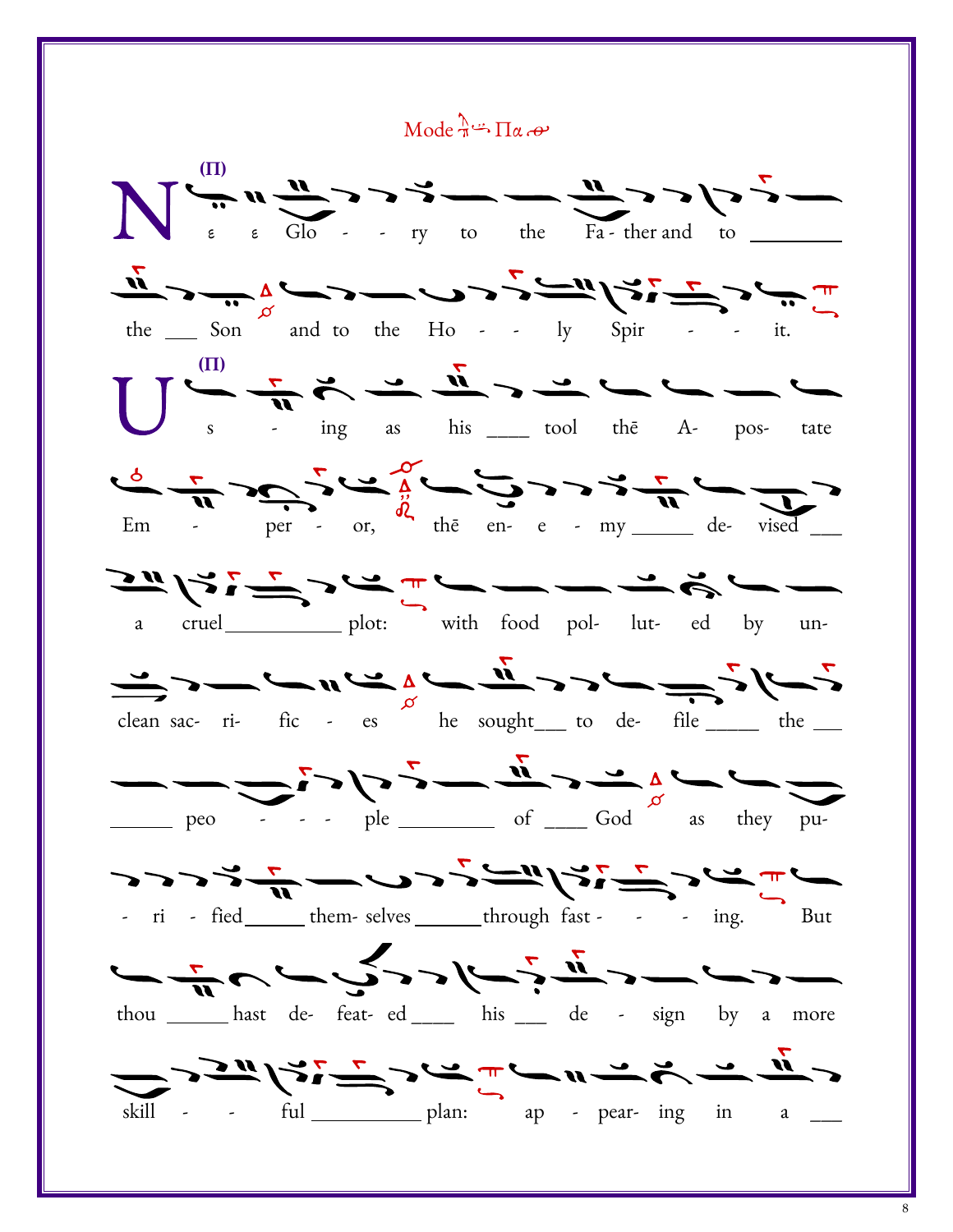Mode Πα

(Π) N ε ε Glo - - ry to the Fa - ther and to ________

the ___ Son and to the Ho - - ly Spir - - it.

(Π) U s - ing as his ____ tool thē A- pos- tate

Em - per - or, thē en- e - my ______ de- vised ___

a cruel ___________ plot: with food pol- lut- ed by un-

clean sac- ri- fic - es he sought___ to de- file _____ the ___

______ peo - - - ple _________ of ____ God as they pu-

- ri - fied _____ them- selves ______ through fast - - - ing. But

thou ______ hast de- feat- ed ____ his ___ de - sign by a more

skill - - ful __________ plan: ap - pear- ing in a ___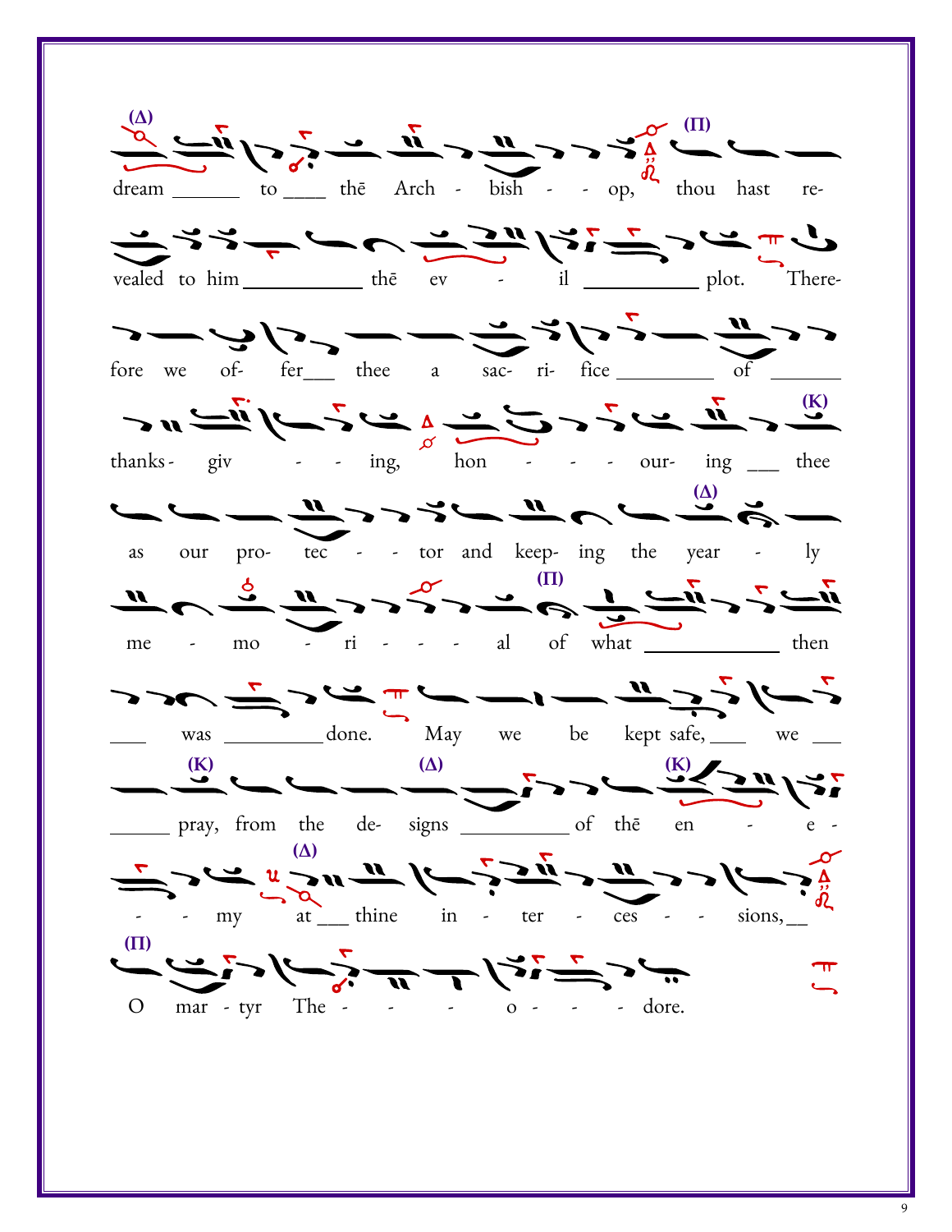(Δ) (Π)

dream ______ to ____ thē Arch - bish - - op, thou hast re-

vealed to him __________ thē ev - il __________ plot. There-

fore we of- fer___ thee a sac- ri- fice _________ of _______

(Κ)

thanks- giv - - ing, hon - - - our- ing ___ thee

(Δ)

as our pro- tec - - tor and keep- ing the year - ly

(Π)

me - mo - ri - - - al of what ___________ then

___ was _________ done. May we be kept safe, ___ we ___

(Κ) (Δ) (Κ)

______ pray, from the de- signs __________ of thē en - e -

(Δ)

- - my at ___ thine in - ter - ces - - sions, __

(Π)

O mar - tyr The - - - o - - - dore.